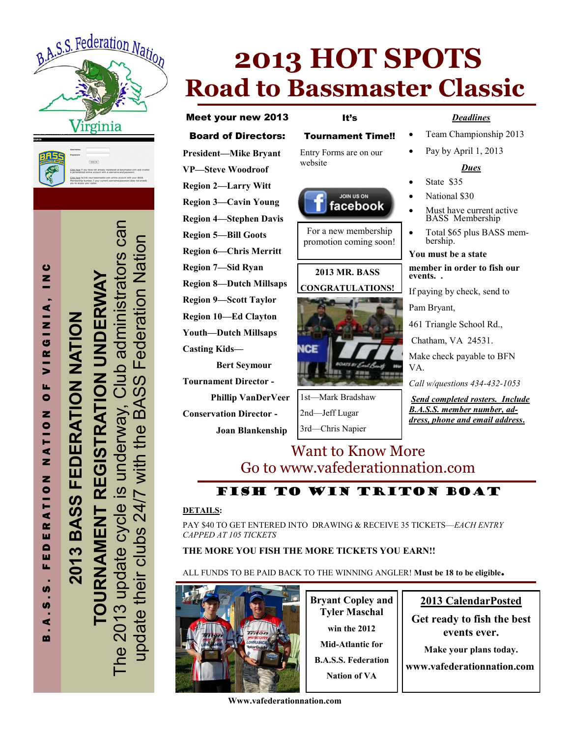# 2013 HOT SPOTS

## Road to Bassmaster Classic

**B.A.S.S. FEDERATION NATION OF VIRGINIA, INC**

**2013 BASS FEDERATION NATION**

**TOURNAMENT REGISTRATION UNDERWAY**

The 2013 update cycle is underway, Club administrators can update their clubs 24/7 with the BASS Federation Nation

### Meet your new 2013 Board of Directors:

**President—Mike Bryant**

**VP—Steve Woodroof**

**Region 2—Larry Witt**

**Region 3—Cavin Young**

**Region 4—Stephen Davis**

**Region 5—Bill Goots**

**Region 6—Chris Merritt**

**Region 7—Sid Ryan**

**Region 8—Dutch Millsaps**

**Region 9—Scott Taylor**

**Region 10—Ed Clayton**

**Youth—Dutch Millsaps**

**Casting Kids— Bert Seymour**

**Tournament Director - Phillip VanDerVeer**

**Conservation Director - Joan Blankenship**

### It's Tournament Time!!

Entry Forms are on our website

JOIN US ON facebook

For a new membership promotion coming soon!

**2013 MR. BASS**

**CONGRATULATIONS!**

1st—Mark Bradshaw

2nd—Jeff Lugar

3rd—Chris Napier

### *Deadlines*

- Team Championship 2013
- Pay by April 1, 2013

### *Dues*

- State $35
- National $30
- Must have current active BASS Membership
- Total $65 plus BASS membership.

**You must be a state member in order to fish our events. .**

If paying by check, send to

Pam Bryant,

461 Triangle School Rd.,

Chatham, VA 24531.

Make check payable to BFN VA.

*Call w/questions 434-432-1053*

***Send completed rosters. Include B.A.S.S. member number, address, phone and email address.***

Want to Know More
Go to www.vafederationnation.com

## FISH TO WIN TRITON BOAT

**DETAILS:**

PAY $40 TO GET ENTERED INTO DRAWING & RECEIVE 35 TICKETS—*EACH ENTRY CAPPED AT 105 TICKETS*

**THE MORE YOU FISH THE MORE TICKETS YOU EARN!!**

ALL FUNDS TO BE PAID BACK TO THE WINNING ANGLER! **Must be 18 to be eligible.**

**Bryant Copley and Tyler Maschal win the 2012 Mid-Atlantic for B.A.S.S. Federation Nation of VA**

**2013 CalendarPosted**

**Get ready to fish the best events ever.**

**Make your plans today.**

**www.vafederationnation.com**

**Www.vafederationnation.com**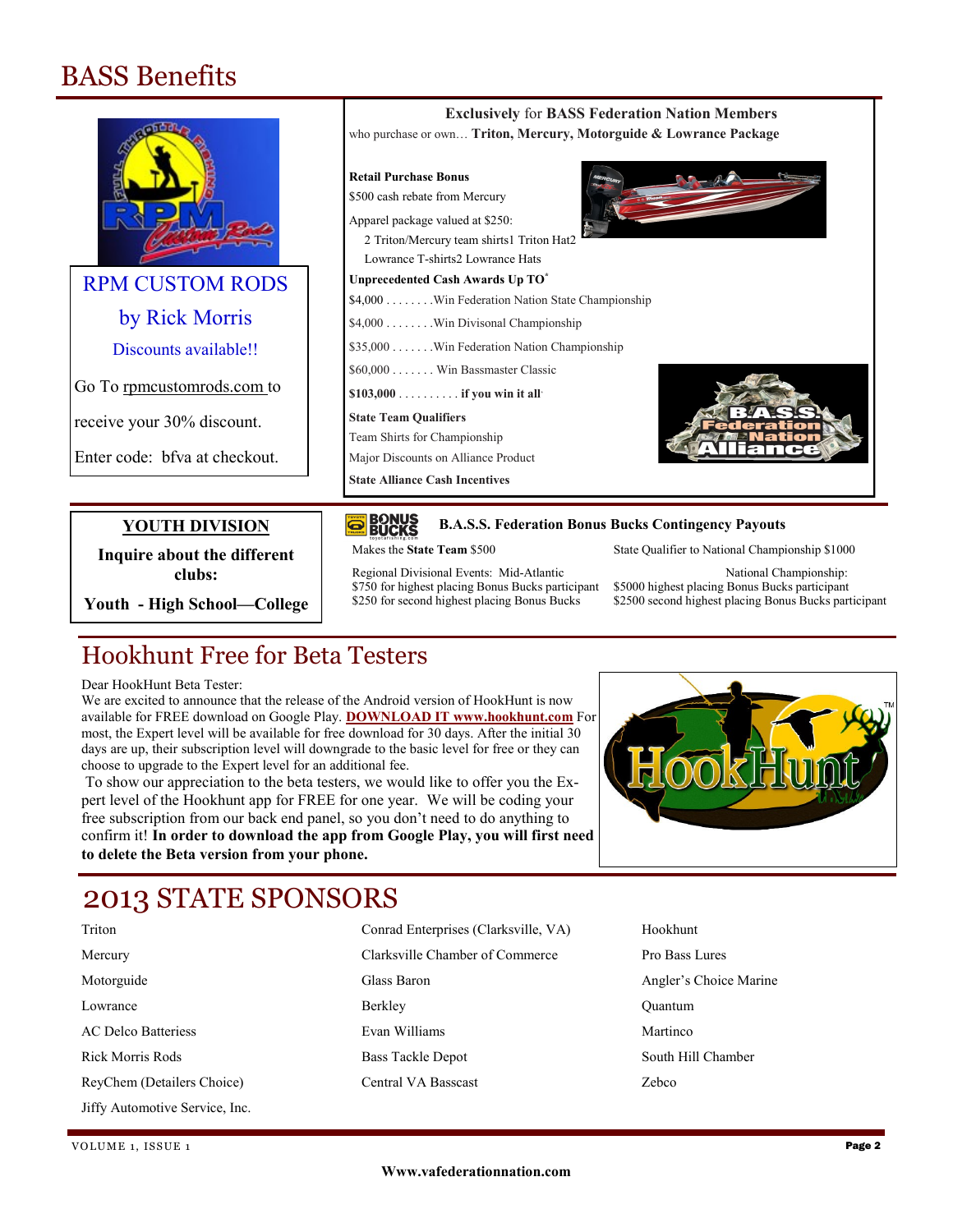# BASS Benefits

**RPM CUSTOM RODS**

**by Rick Morris**

Discounts available!!

Go To rpmcustomrods.com to receive your 30% discount.

Enter code: bfva at checkout.

**Exclusively** for **BASS Federation Nation Members**

who purchase or own… **Triton, Mercury, Motorguide & Lowrance Package**

**Retail Purchase Bonus**

$500 cash rebate from Mercury

Apparel package valued at $250:

2 Triton/Mercury team shirts1 Triton Hat2 Lowrance T-shirts2 Lowrance Hats

**Unprecedented Cash Awards Up TO***

$4,000 . . . . . . . .Win Federation Nation State Championship

$4,000 . . . . . . . .Win Divisonal Championship

$35,000 . . . . . . .Win Federation Nation Championship

$60,000 . . . . . . . Win Bassmaster Classic

**$103,000 . . . . . . . . . . if you win all**

**State Team Qualifiers**

Team Shirts for Championship

Major Discounts on Alliance Product

**State Alliance Cash Incentives**

**YOUTH DIVISION**

**Inquire about the different clubs:**

**Youth - High School—College**

**B.A.S.S. Federation Bonus Bucks Contingency Payouts**

Makes the **State Team** $500

State Qualifier to National Championship $1000

Regional Divisional Events: Mid-Atlantic
$750 for highest placing Bonus Bucks participant
$250 for second highest placing Bonus Bucks

National Championship:
$5000 highest placing Bonus Bucks participant
$2500 second highest placing Bonus Bucks participant

## Hookhunt Free for Beta Testers

Dear HookHunt Beta Tester:

We are excited to announce that the release of the Android version of HookHunt is now available for FREE download on Google Play. **DOWNLOAD IT www.hookhunt.com** For most, the Expert level will be available for free download for 30 days. After the initial 30 days are up, their subscription level will downgrade to the basic level for free or they can choose to upgrade to the Expert level for an additional fee.

To show our appreciation to the beta testers, we would like to offer you the Expert level of the Hookhunt app for FREE for one year. We will be coding your free subscription from our back end panel, so you don't need to do anything to confirm it! **In order to download the app from Google Play, you will first need to delete the Beta version from your phone.**

## 2013 STATE SPONSORS

- Triton
- Mercury
- Motorguide
- Lowrance
- AC Delco Batteriess
- Rick Morris Rods
- ReyChem (Detailers Choice)
- Jiffy Automotive Service, Inc.
- Conrad Enterprises (Clarksville, VA)
- Clarksville Chamber of Commerce
- Glass Baron
- Berkley
- Evan Williams
- Bass Tackle Depot
- Central VA Basscast
- Hookhunt
- Pro Bass Lures
- Angler's Choice Marine
- Quantum
- Martinco
- South Hill Chamber
- Zebco

**Www.vafederationnation.com**